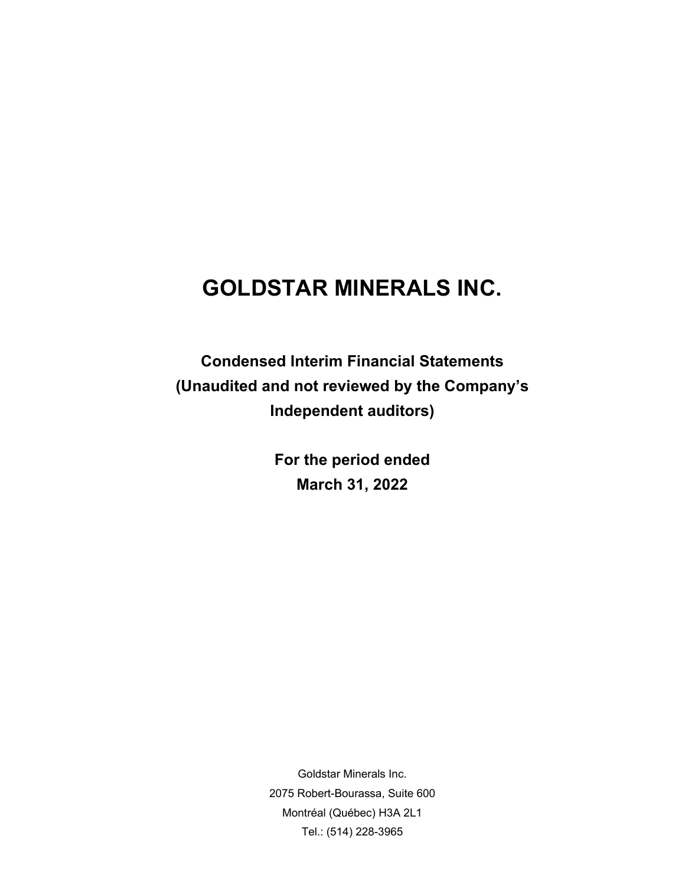# GOLDSTAR MINERALS INC.

## Condensed Interim Financial Statements (Unaudited and not reviewed by the Company's Independent auditors)

## For the period ended March 31, 2022

Goldstar Minerals Inc.
2075 Robert-Bourassa, Suite 600
Montréal (Québec) H3A 2L1
Tel.: (514) 228-3965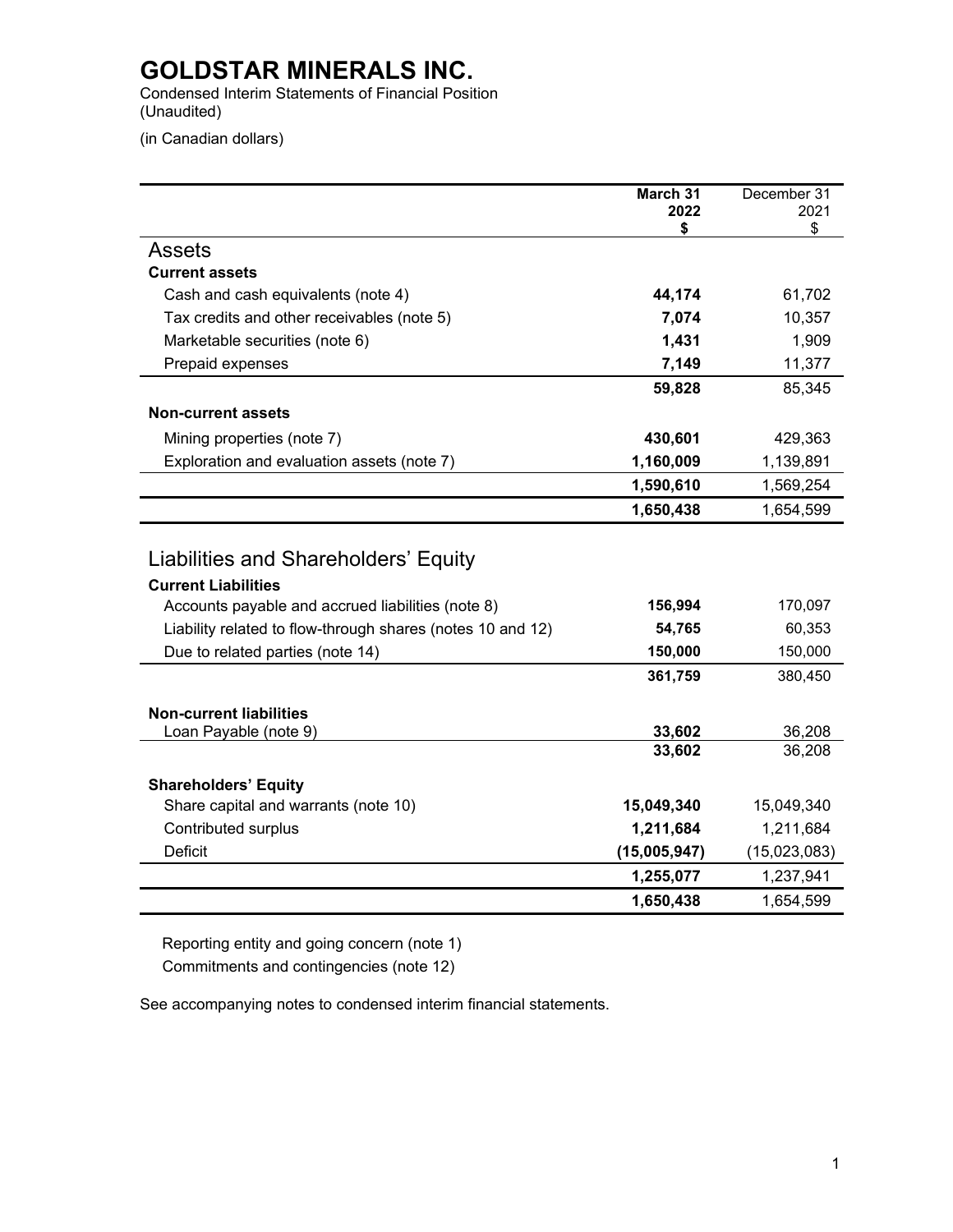# GOLDSTAR MINERALS INC.

Condensed Interim Statements of Financial Position
(Unaudited)

(in Canadian dollars)

| | **March 31 2022 $** | December 31 2021 $ |
|---|---|---|
| **Assets** | | |
| **Current assets** | | |
| Cash and cash equivalents (note 4) | **44,174** | 61,702 |
| Tax credits and other receivables (note 5) | **7,074** | 10,357 |
| Marketable securities (note 6) | **1,431** | 1,909 |
| Prepaid expenses | **7,149** | 11,377 |
| | **59,828** | 85,345 |
| **Non-current assets** | | |
| Mining properties (note 7) | **430,601** | 429,363 |
| Exploration and evaluation assets (note 7) | **1,160,009** | 1,139,891 |
| | **1,590,610** | 1,569,254 |
| | **1,650,438** | 1,654,599 |
| **Liabilities and Shareholders' Equity** | | |
| **Current Liabilities** | | |
| Accounts payable and accrued liabilities (note 8) | **156,994** | 170,097 |
| Liability related to flow-through shares (notes 10 and 12) | **54,765** | 60,353 |
| Due to related parties (note 14) | **150,000** | 150,000 |
| | **361,759** | 380,450 |
| **Non-current liabilities** | | |
| Loan Payable (note 9) | **33,602** | 36,208 |
| | **33,602** | 36,208 |
| **Shareholders' Equity** | | |
| Share capital and warrants (note 10) | **15,049,340** | 15,049,340 |
| Contributed surplus | **1,211,684** | 1,211,684 |
| Deficit | **(15,005,947)** | (15,023,083) |
| | **1,255,077** | 1,237,941 |
| | **1,650,438** | 1,654,599 |

Reporting entity and going concern (note 1)

Commitments and contingencies (note 12)

See accompanying notes to condensed interim financial statements.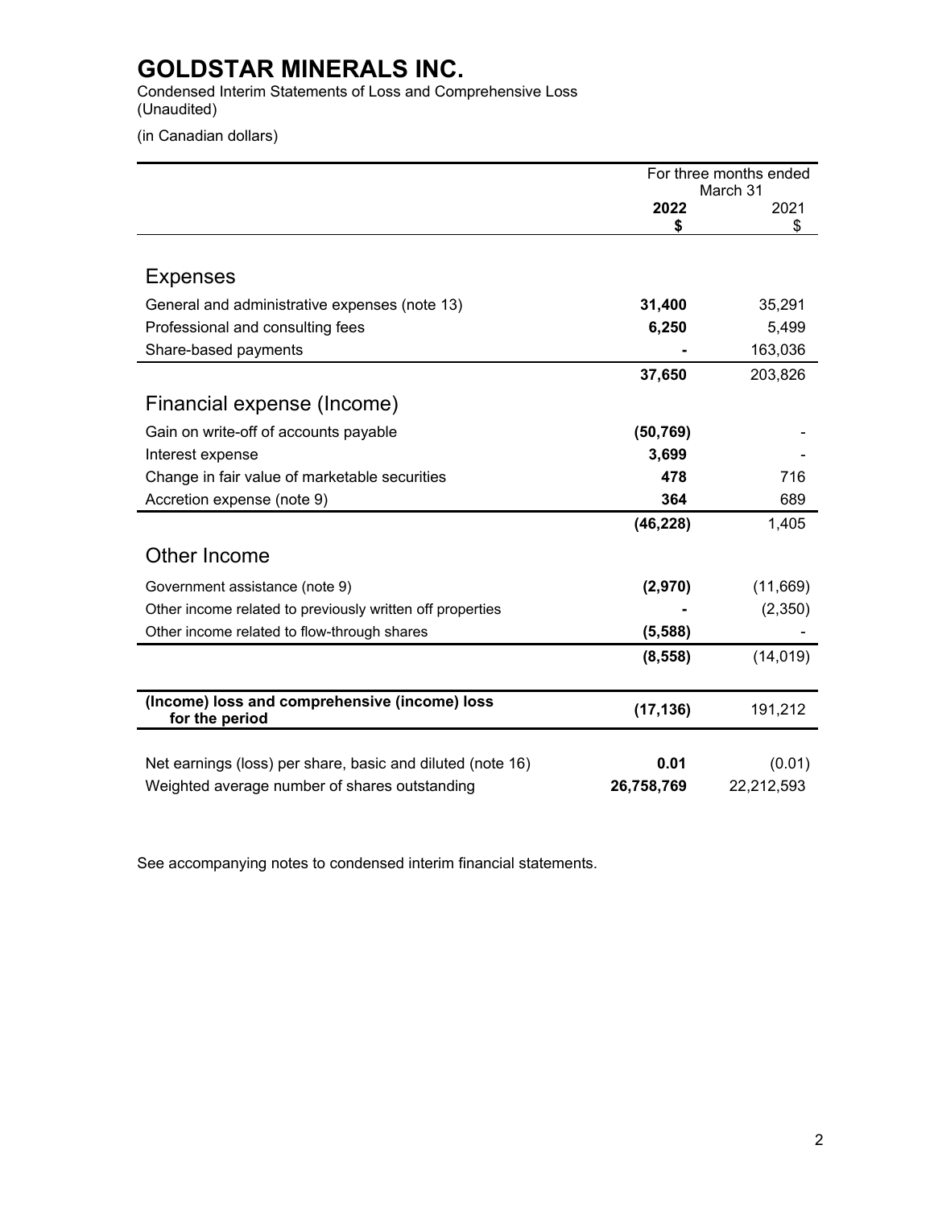# GOLDSTAR MINERALS INC.

Condensed Interim Statements of Loss and Comprehensive Loss
(Unaudited)

(in Canadian dollars)

| | For three months ended March 31 | |
|---|---|---|
| | **2022** | 2021 |
| | **$** | $ |
| **Expenses** | | |
| General and administrative expenses (note 13) | **31,400** | 35,291 |
| Professional and consulting fees | **6,250** | 5,499 |
| Share-based payments | **-** | 163,036 |
| | **37,650** | 203,826 |
| **Financial expense (Income)** | | |
| Gain on write-off of accounts payable | **(50,769)** | - |
| Interest expense | **3,699** | - |
| Change in fair value of marketable securities | **478** | 716 |
| Accretion expense (note 9) | **364** | 689 |
| | **(46,228)** | 1,405 |
| **Other Income** | | |
| Government assistance (note 9) | **(2,970)** | (11,669) |
| Other income related to previously written off properties | **-** | (2,350) |
| Other income related to flow-through shares | **(5,588)** | - |
| | **(8,558)** | (14,019) |
| **(Income) loss and comprehensive (income) loss for the period** | **(17,136)** | 191,212 |
| Net earnings (loss) per share, basic and diluted (note 16) | **0.01** | (0.01) |
| Weighted average number of shares outstanding | **26,758,769** | 22,212,593 |

See accompanying notes to condensed interim financial statements.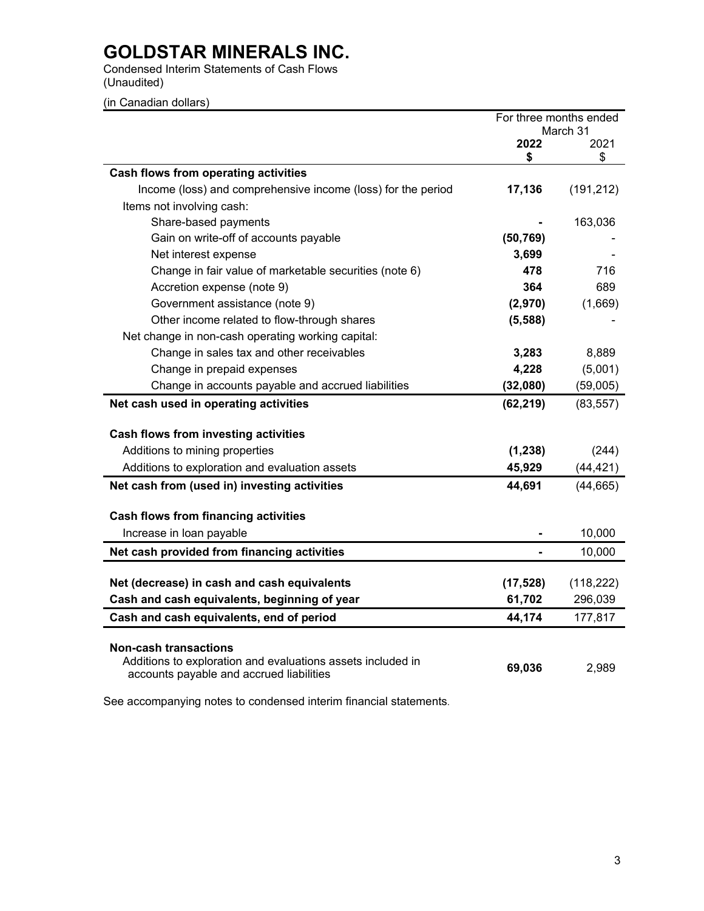# GOLDSTAR MINERALS INC.

Condensed Interim Statements of Cash Flows
(Unaudited)

(in Canadian dollars)

| | For three months ended March 31 | |
|---|---|---|
| | **2022** | 2021 |
| | **$** | $ |
| **Cash flows from operating activities** | | |
| Income (loss) and comprehensive income (loss) for the period | **17,136** | (191,212) |
| Items not involving cash: | | |
| Share-based payments | **-** | 163,036 |
| Gain on write-off of accounts payable | **(50,769)** | - |
| Net interest expense | **3,699** | - |
| Change in fair value of marketable securities (note 6) | **478** | 716 |
| Accretion expense (note 9) | **364** | 689 |
| Government assistance (note 9) | **(2,970)** | (1,669) |
| Other income related to flow-through shares | **(5,588)** | - |
| Net change in non-cash operating working capital: | | |
| Change in sales tax and other receivables | **3,283** | 8,889 |
| Change in prepaid expenses | **4,228** | (5,001) |
| Change in accounts payable and accrued liabilities | **(32,080)** | (59,005) |
| **Net cash used in operating activities** | **(62,219)** | (83,557) |
| | | |
| **Cash flows from investing activities** | | |
| Additions to mining properties | **(1,238)** | (244) |
| Additions to exploration and evaluation assets | **45,929** | (44,421) |
| **Net cash from (used in) investing activities** | **44,691** | (44,665) |
| | | |
| **Cash flows from financing activities** | | |
| Increase in loan payable | **-** | 10,000 |
| **Net cash provided from financing activities** | **-** | 10,000 |
| | | |
| **Net (decrease) in cash and cash equivalents** | **(17,528)** | (118,222) |
| **Cash and cash equivalents, beginning of year** | **61,702** | 296,039 |
| **Cash and cash equivalents, end of period** | **44,174** | 177,817 |
| | | |
| **Non-cash transactions** | | |
| Additions to exploration and evaluations assets included in accounts payable and accrued liabilities | **69,036** | 2,989 |

See accompanying notes to condensed interim financial statements.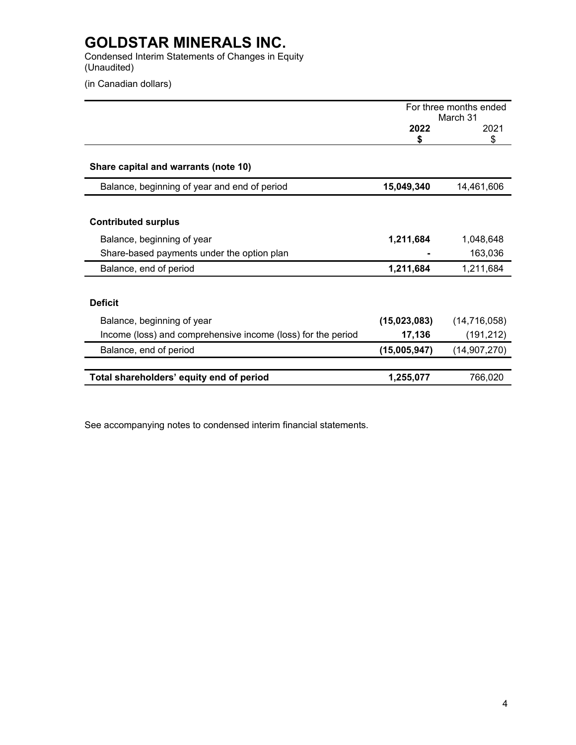# GOLDSTAR MINERALS INC.

Condensed Interim Statements of Changes in Equity
(Unaudited)

(in Canadian dollars)

| | For three months ended March 31 | |
|---|---|---|
| | **2022** | 2021 |
| | **$** | $ |
| **Share capital and warrants (note 10)** | | |
| Balance, beginning of year and end of period | **15,049,340** | 14,461,606 |
| **Contributed surplus** | | |
| Balance, beginning of year | **1,211,684** | 1,048,648 |
| Share-based payments under the option plan | **-** | 163,036 |
| Balance, end of period | **1,211,684** | 1,211,684 |
| **Deficit** | | |
| Balance, beginning of year | **(15,023,083)** | (14,716,058) |
| Income (loss) and comprehensive income (loss) for the period | **17,136** | (191,212) |
| Balance, end of period | **(15,005,947)** | (14,907,270) |
| **Total shareholders' equity end of period** | **1,255,077** | 766,020 |

See accompanying notes to condensed interim financial statements.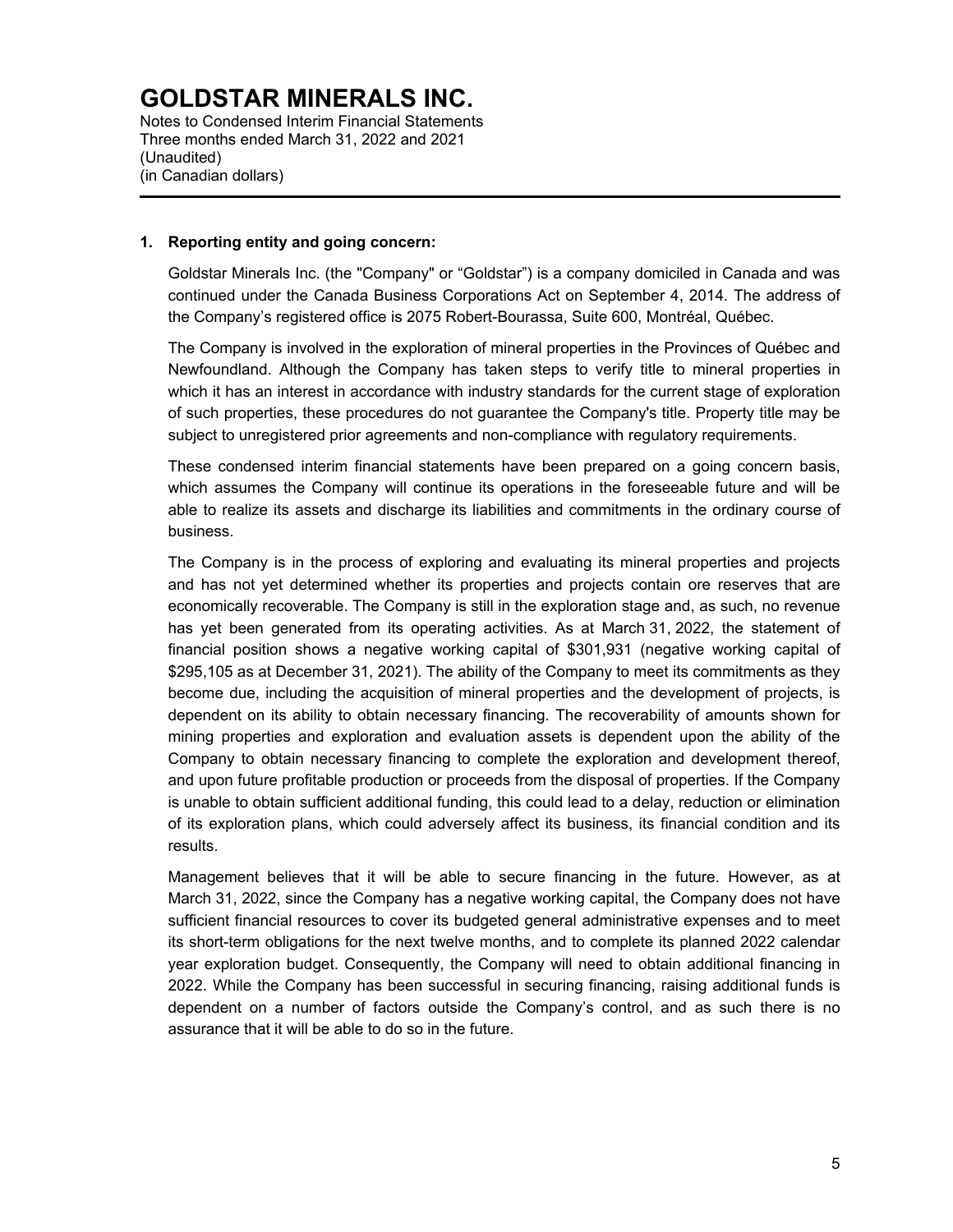# GOLDSTAR MINERALS INC.

Notes to Condensed Interim Financial Statements
Three months ended March 31, 2022 and 2021
(Unaudited)
(in Canadian dollars)

---

**1. Reporting entity and going concern:**

Goldstar Minerals Inc. (the "Company" or "Goldstar") is a company domiciled in Canada and was continued under the Canada Business Corporations Act on September 4, 2014. The address of the Company's registered office is 2075 Robert-Bourassa, Suite 600, Montréal, Québec.

The Company is involved in the exploration of mineral properties in the Provinces of Québec and Newfoundland. Although the Company has taken steps to verify title to mineral properties in which it has an interest in accordance with industry standards for the current stage of exploration of such properties, these procedures do not guarantee the Company's title. Property title may be subject to unregistered prior agreements and non-compliance with regulatory requirements.

These condensed interim financial statements have been prepared on a going concern basis, which assumes the Company will continue its operations in the foreseeable future and will be able to realize its assets and discharge its liabilities and commitments in the ordinary course of business.

The Company is in the process of exploring and evaluating its mineral properties and projects and has not yet determined whether its properties and projects contain ore reserves that are economically recoverable. The Company is still in the exploration stage and, as such, no revenue has yet been generated from its operating activities. As at March 31, 2022, the statement of financial position shows a negative working capital of $301,931 (negative working capital of $295,105 as at December 31, 2021). The ability of the Company to meet its commitments as they become due, including the acquisition of mineral properties and the development of projects, is dependent on its ability to obtain necessary financing. The recoverability of amounts shown for mining properties and exploration and evaluation assets is dependent upon the ability of the Company to obtain necessary financing to complete the exploration and development thereof, and upon future profitable production or proceeds from the disposal of properties. If the Company is unable to obtain sufficient additional funding, this could lead to a delay, reduction or elimination of its exploration plans, which could adversely affect its business, its financial condition and its results.

Management believes that it will be able to secure financing in the future. However, as at March 31, 2022, since the Company has a negative working capital, the Company does not have sufficient financial resources to cover its budgeted general administrative expenses and to meet its short-term obligations for the next twelve months, and to complete its planned 2022 calendar year exploration budget. Consequently, the Company will need to obtain additional financing in 2022. While the Company has been successful in securing financing, raising additional funds is dependent on a number of factors outside the Company's control, and as such there is no assurance that it will be able to do so in the future.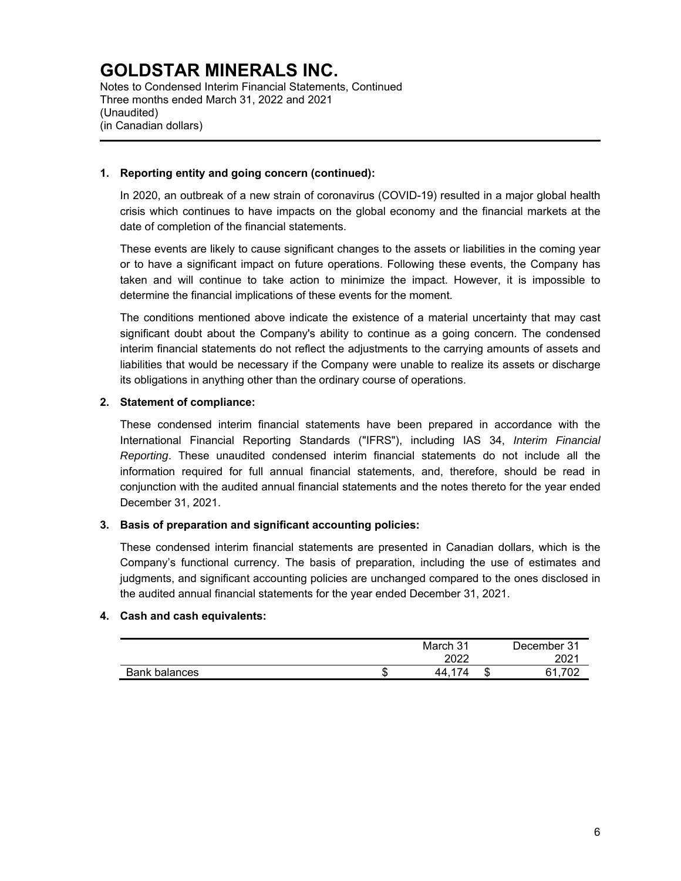# GOLDSTAR MINERALS INC.

Notes to Condensed Interim Financial Statements, Continued
Three months ended March 31, 2022 and 2021
(Unaudited)
(in Canadian dollars)

---

**1. Reporting entity and going concern (continued):**

In 2020, an outbreak of a new strain of coronavirus (COVID-19) resulted in a major global health crisis which continues to have impacts on the global economy and the financial markets at the date of completion of the financial statements.

These events are likely to cause significant changes to the assets or liabilities in the coming year or to have a significant impact on future operations. Following these events, the Company has taken and will continue to take action to minimize the impact. However, it is impossible to determine the financial implications of these events for the moment.

The conditions mentioned above indicate the existence of a material uncertainty that may cast significant doubt about the Company's ability to continue as a going concern. The condensed interim financial statements do not reflect the adjustments to the carrying amounts of assets and liabilities that would be necessary if the Company were unable to realize its assets or discharge its obligations in anything other than the ordinary course of operations.

**2. Statement of compliance:**

These condensed interim financial statements have been prepared in accordance with the International Financial Reporting Standards ("IFRS"), including IAS 34, *Interim Financial Reporting*. These unaudited condensed interim financial statements do not include all the information required for full annual financial statements, and, therefore, should be read in conjunction with the audited annual financial statements and the notes thereto for the year ended December 31, 2021.

**3. Basis of preparation and significant accounting policies:**

These condensed interim financial statements are presented in Canadian dollars, which is the Company's functional currency. The basis of preparation, including the use of estimates and judgments, and significant accounting policies are unchanged compared to the ones disclosed in the audited annual financial statements for the year ended December 31, 2021.

**4. Cash and cash equivalents:**

| | March 31 2022 | December 31 2021 |
|---|---|---|
| Bank balances | $ 44,174 | $ 61,702 |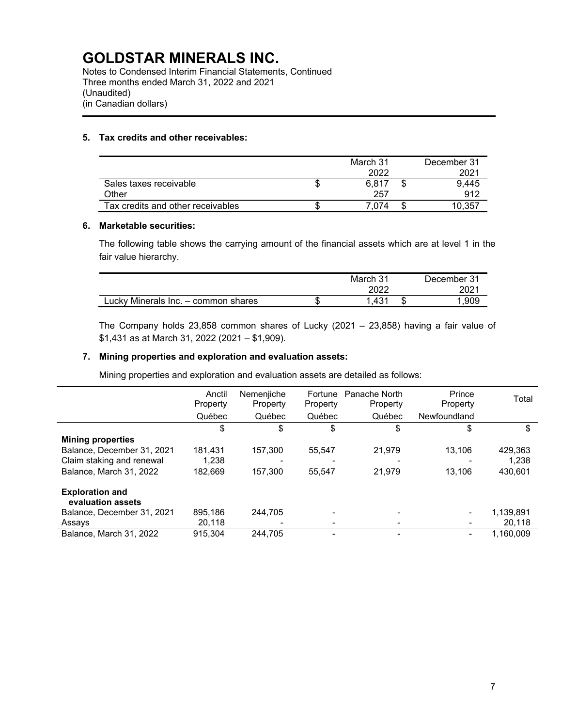# GOLDSTAR MINERALS INC.

Notes to Condensed Interim Financial Statements, Continued
Three months ended March 31, 2022 and 2021
(Unaudited)
(in Canadian dollars)

### 5. Tax credits and other receivables:

| | March 31 2022 | December 31 2021 |
|---|---|---|
| Sales taxes receivable | $ 6,817 | $ 9,445 |
| Other | 257 | 912 |
| Tax credits and other receivables | $ 7,074 | $ 10,357 |

### 6. Marketable securities:

The following table shows the carrying amount of the financial assets which are at level 1 in the fair value hierarchy.

| | March 31 2022 | December 31 2021 |
|---|---|---|
| Lucky Minerals Inc. – common shares | $ 1,431 | $ 1,909 |

The Company holds 23,858 common shares of Lucky (2021 – 23,858) having a fair value of $1,431 as at March 31, 2022 (2021 – $1,909).

### 7. Mining properties and exploration and evaluation assets:

Mining properties and exploration and evaluation assets are detailed as follows:

| | Anctil Property Québec | Nemenjiche Property Québec | Fortune Property Québec | Panache North Property Québec | Prince Property Newfoundland | Total |
|---|---|---|---|---|---|---|
| | $ | $ | $ | $ | $ | $ |
| **Mining properties** | | | | | | |
| Balance, December 31, 2021 | 181,431 | 157,300 | 55,547 | 21,979 | 13,106 | 429,363 |
| Claim staking and renewal | 1,238 | - | - | - | - | 1,238 |
| Balance, March 31, 2022 | 182,669 | 157,300 | 55,547 | 21,979 | 13,106 | 430,601 |
| **Exploration and evaluation assets** | | | | | | |
| Balance, December 31, 2021 | 895,186 | 244,705 | - | - | - | 1,139,891 |
| Assays | 20,118 | - | - | - | - | 20,118 |
| Balance, March 31, 2022 | 915,304 | 244,705 | - | - | - | 1,160,009 |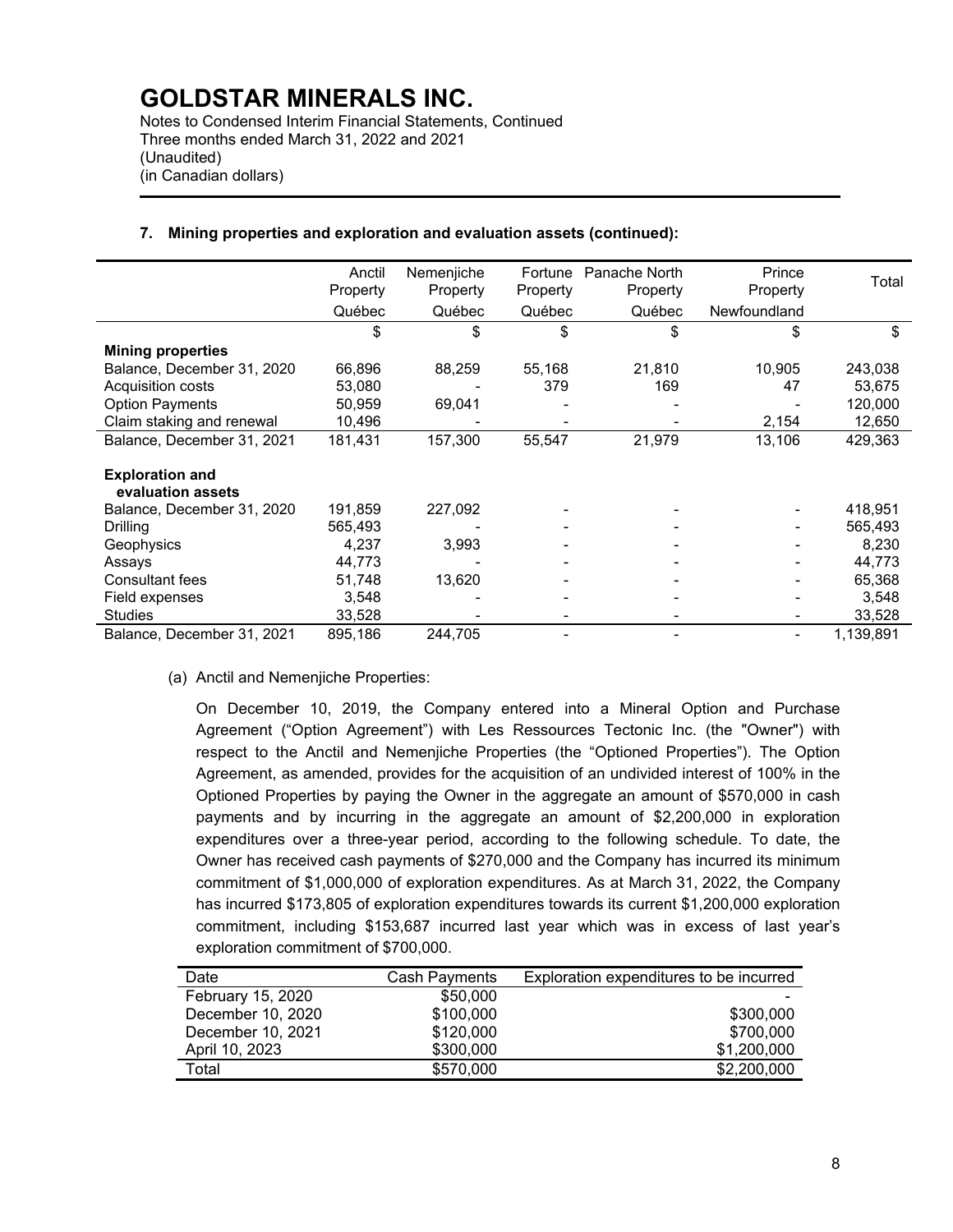# GOLDSTAR MINERALS INC.

Notes to Condensed Interim Financial Statements, Continued
Three months ended March 31, 2022 and 2021
(Unaudited)
(in Canadian dollars)

## 7. Mining properties and exploration and evaluation assets (continued):

| | Anctil Property Québec | Nemenjiche Property Québec | Fortune Property Québec | Panache North Property Québec | Prince Property Newfoundland | Total |
|---|---|---|---|---|---|---|
| | $ | $ | $ | $ | $ | $ |
| **Mining properties** | | | | | | |
| Balance, December 31, 2020 | 66,896 | 88,259 | 55,168 | 21,810 | 10,905 | 243,038 |
| Acquisition costs | 53,080 | - | 379 | 169 | 47 | 53,675 |
| Option Payments | 50,959 | 69,041 | - | - | - | 120,000 |
| Claim staking and renewal | 10,496 | - | - | - | 2,154 | 12,650 |
| Balance, December 31, 2021 | 181,431 | 157,300 | 55,547 | 21,979 | 13,106 | 429,363 |
| **Exploration and evaluation assets** | | | | | | |
| Balance, December 31, 2020 | 191,859 | 227,092 | - | - | - | 418,951 |
| Drilling | 565,493 | - | - | - | - | 565,493 |
| Geophysics | 4,237 | 3,993 | - | - | - | 8,230 |
| Assays | 44,773 | - | - | - | - | 44,773 |
| Consultant fees | 51,748 | 13,620 | - | - | - | 65,368 |
| Field expenses | 3,548 | - | - | - | - | 3,548 |
| Studies | 33,528 | - | - | - | - | 33,528 |
| Balance, December 31, 2021 | 895,186 | 244,705 | - | - | - | 1,139,891 |

(a) Anctil and Nemenjiche Properties:

On December 10, 2019, the Company entered into a Mineral Option and Purchase Agreement ("Option Agreement") with Les Ressources Tectonic Inc. (the "Owner") with respect to the Anctil and Nemenjiche Properties (the "Optioned Properties"). The Option Agreement, as amended, provides for the acquisition of an undivided interest of 100% in the Optioned Properties by paying the Owner in the aggregate an amount of $570,000 in cash payments and by incurring in the aggregate an amount of $2,200,000 in exploration expenditures over a three-year period, according to the following schedule. To date, the Owner has received cash payments of $270,000 and the Company has incurred its minimum commitment of $1,000,000 of exploration expenditures. As at March 31, 2022, the Company has incurred $173,805 of exploration expenditures towards its current $1,200,000 exploration commitment, including $153,687 incurred last year which was in excess of last year's exploration commitment of $700,000.

| Date | Cash Payments | Exploration expenditures to be incurred |
|---|---|---|
| February 15, 2020 | $50,000 | - |
| December 10, 2020 | $100,000 | $300,000 |
| December 10, 2021 | $120,000 | $700,000 |
| April 10, 2023 | $300,000 | $1,200,000 |
| Total | $570,000 | $2,200,000 |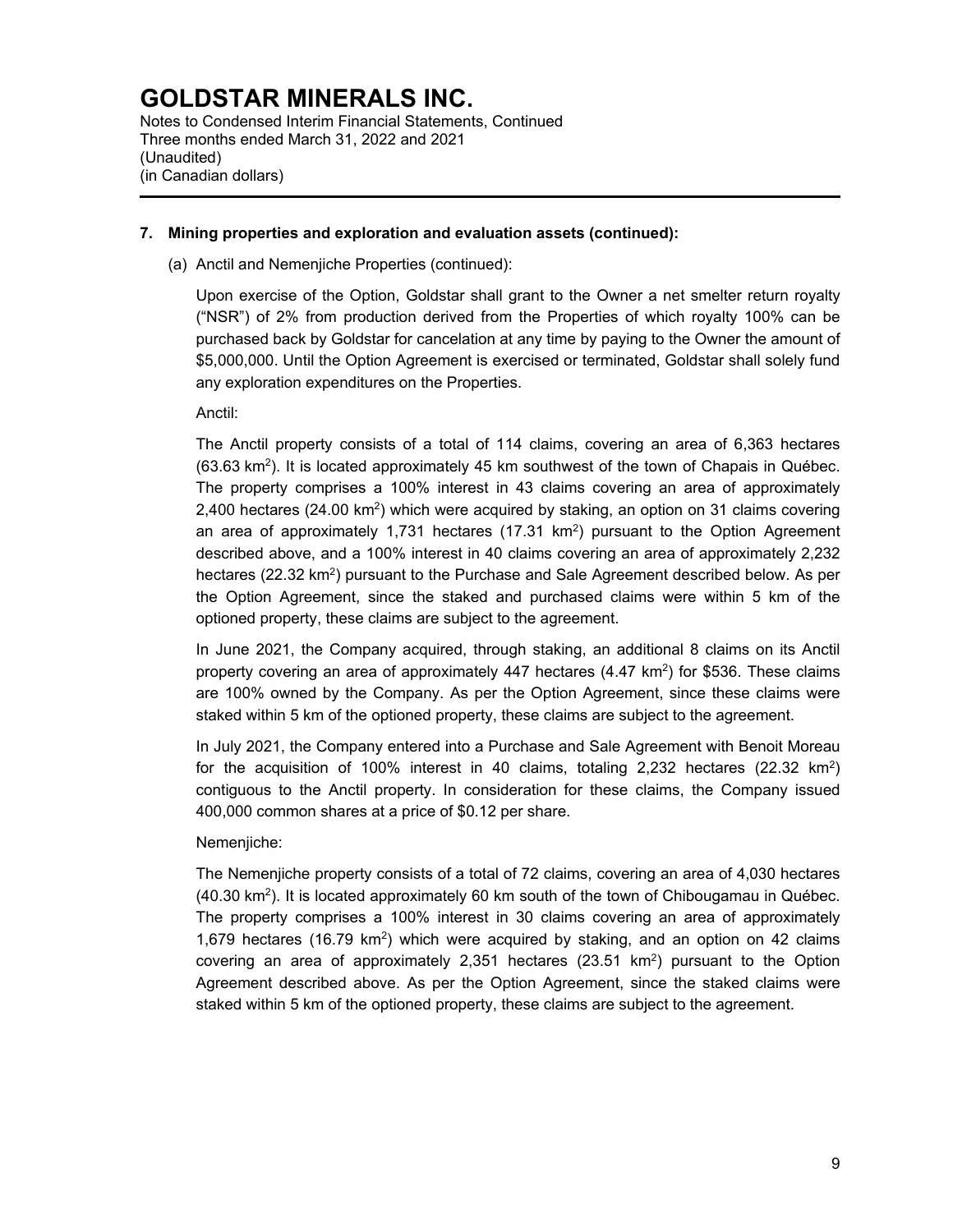# GOLDSTAR MINERALS INC.

Notes to Condensed Interim Financial Statements, Continued
Three months ended March 31, 2022 and 2021
(Unaudited)
(in Canadian dollars)

---

**7. Mining properties and exploration and evaluation assets (continued):**

(a) Anctil and Nemenjiche Properties (continued):

Upon exercise of the Option, Goldstar shall grant to the Owner a net smelter return royalty ("NSR") of 2% from production derived from the Properties of which royalty 100% can be purchased back by Goldstar for cancelation at any time by paying to the Owner the amount of \$5,000,000. Until the Option Agreement is exercised or terminated, Goldstar shall solely fund any exploration expenditures on the Properties.

Anctil:

The Anctil property consists of a total of 114 claims, covering an area of 6,363 hectares (63.63 $km^2$). It is located approximately 45 km southwest of the town of Chapais in Québec. The property comprises a 100% interest in 43 claims covering an area of approximately 2,400 hectares (24.00 $km^2$) which were acquired by staking, an option on 31 claims covering an area of approximately 1,731 hectares (17.31 $km^2$) pursuant to the Option Agreement described above, and a 100% interest in 40 claims covering an area of approximately 2,232 hectares (22.32 $km^2$) pursuant to the Purchase and Sale Agreement described below. As per the Option Agreement, since the staked and purchased claims were within 5 km of the optioned property, these claims are subject to the agreement.

In June 2021, the Company acquired, through staking, an additional 8 claims on its Anctil property covering an area of approximately 447 hectares (4.47 $km^2$) for \$536. These claims are 100% owned by the Company. As per the Option Agreement, since these claims were staked within 5 km of the optioned property, these claims are subject to the agreement.

In July 2021, the Company entered into a Purchase and Sale Agreement with Benoit Moreau for the acquisition of 100% interest in 40 claims, totaling 2,232 hectares (22.32 $km^2$) contiguous to the Anctil property. In consideration for these claims, the Company issued 400,000 common shares at a price of \$0.12 per share.

Nemenjiche:

The Nemenjiche property consists of a total of 72 claims, covering an area of 4,030 hectares (40.30 $km^2$). It is located approximately 60 km south of the town of Chibougamau in Québec. The property comprises a 100% interest in 30 claims covering an area of approximately 1,679 hectares (16.79 $km^2$) which were acquired by staking, and an option on 42 claims covering an area of approximately 2,351 hectares (23.51 $km^2$) pursuant to the Option Agreement described above. As per the Option Agreement, since the staked claims were staked within 5 km of the optioned property, these claims are subject to the agreement.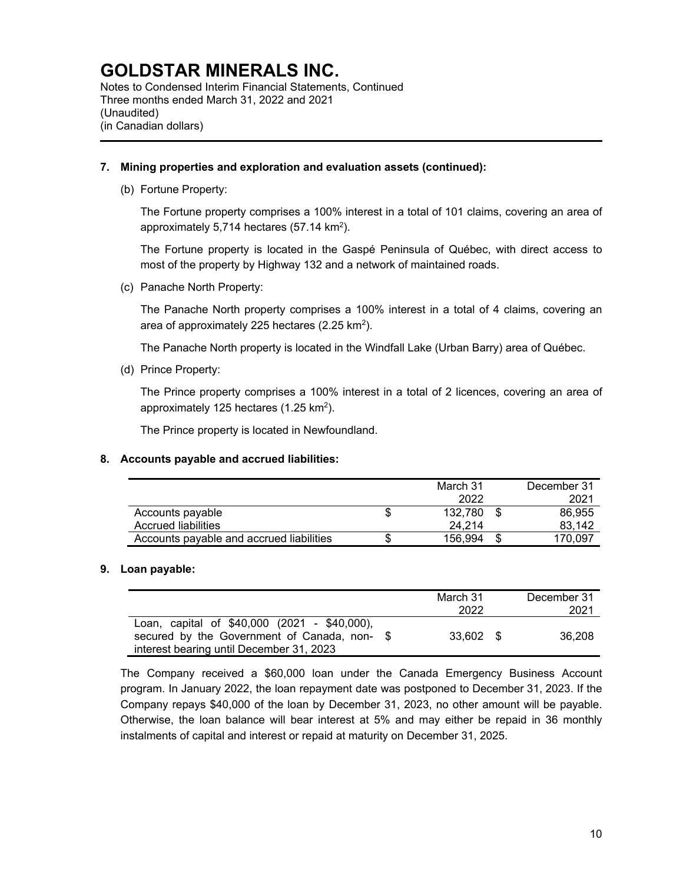**7. Mining properties and exploration and evaluation assets (continued):**

(b) Fortune Property:

The Fortune property comprises a 100% interest in a total of 101 claims, covering an area of approximately 5,714 hectares (57.14 $km^2$).

The Fortune property is located in the Gaspé Peninsula of Québec, with direct access to most of the property by Highway 132 and a network of maintained roads.

(c) Panache North Property:

The Panache North property comprises a 100% interest in a total of 4 claims, covering an area of approximately 225 hectares (2.25 $km^2$).

The Panache North property is located in the Windfall Lake (Urban Barry) area of Québec.

(d) Prince Property:

The Prince property comprises a 100% interest in a total of 2 licences, covering an area of approximately 125 hectares (1.25 $km^2$).

The Prince property is located in Newfoundland.

**8. Accounts payable and accrued liabilities:**

| | March 31 2022 | December 31 2021 |
|---|---|---|
| Accounts payable | $ 132,780 | $ 86,955 |
| Accrued liabilities | 24,214 | 83,142 |
| Accounts payable and accrued liabilities | $ 156,994 | $ 170,097 |

**9. Loan payable:**

| | March 31 2022 | December 31 2021 |
|---|---|---|
| Loan, capital of $40,000 (2021 - $40,000), secured by the Government of Canada, non-interest bearing until December 31, 2023 | $ 33,602 | $ 36,208 |

The Company received a $60,000 loan under the Canada Emergency Business Account program. In January 2022, the loan repayment date was postponed to December 31, 2023. If the Company repays $40,000 of the loan by December 31, 2023, no other amount will be payable. Otherwise, the loan balance will bear interest at 5% and may either be repaid in 36 monthly instalments of capital and interest or repaid at maturity on December 31, 2025.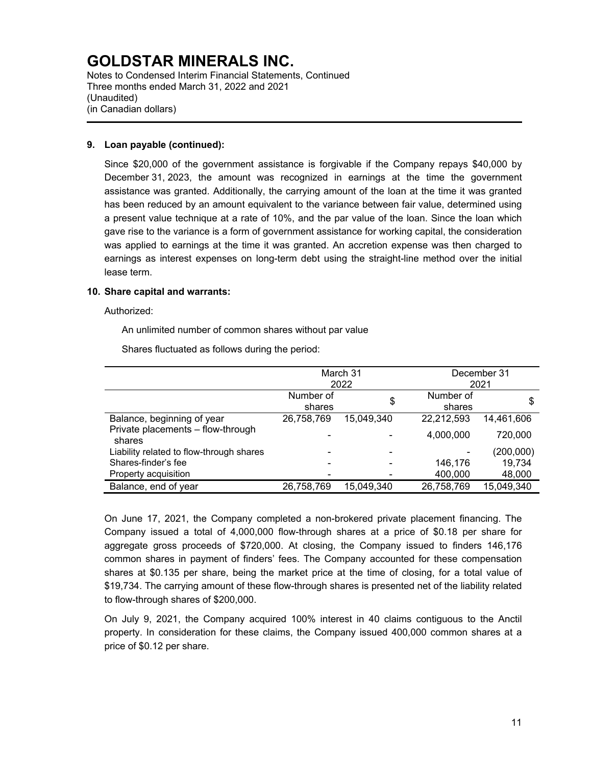# GOLDSTAR MINERALS INC.

Notes to Condensed Interim Financial Statements, Continued
Three months ended March 31, 2022 and 2021
(Unaudited)
(in Canadian dollars)

**9. Loan payable (continued):**

Since $20,000 of the government assistance is forgivable if the Company repays $40,000 by December 31, 2023, the amount was recognized in earnings at the time the government assistance was granted. Additionally, the carrying amount of the loan at the time it was granted has been reduced by an amount equivalent to the variance between fair value, determined using a present value technique at a rate of 10%, and the par value of the loan. Since the loan which gave rise to the variance is a form of government assistance for working capital, the consideration was applied to earnings at the time it was granted. An accretion expense was then charged to earnings as interest expenses on long-term debt using the straight-line method over the initial lease term.

**10. Share capital and warrants:**

Authorized:

An unlimited number of common shares without par value

Shares fluctuated as follows during the period:

| | March 31 2022 | | December 31 2021 | |
|---|---|---|---|---|
| | Number of shares | $ | Number of shares | $ |
| Balance, beginning of year | 26,758,769 | 15,049,340 | 22,212,593 | 14,461,606 |
| Private placements – flow-through shares | - | - | 4,000,000 | 720,000 |
| Liability related to flow-through shares | - | - | - | (200,000) |
| Shares-finder's fee | - | - | 146,176 | 19,734 |
| Property acquisition | - | - | 400,000 | 48,000 |
| Balance, end of year | 26,758,769 | 15,049,340 | 26,758,769 | 15,049,340 |

On June 17, 2021, the Company completed a non-brokered private placement financing. The Company issued a total of 4,000,000 flow-through shares at a price of $0.18 per share for aggregate gross proceeds of $720,000. At closing, the Company issued to finders 146,176 common shares in payment of finders' fees. The Company accounted for these compensation shares at $0.135 per share, being the market price at the time of closing, for a total value of $19,734. The carrying amount of these flow-through shares is presented net of the liability related to flow-through shares of $200,000.

On July 9, 2021, the Company acquired 100% interest in 40 claims contiguous to the Anctil property. In consideration for these claims, the Company issued 400,000 common shares at a price of $0.12 per share.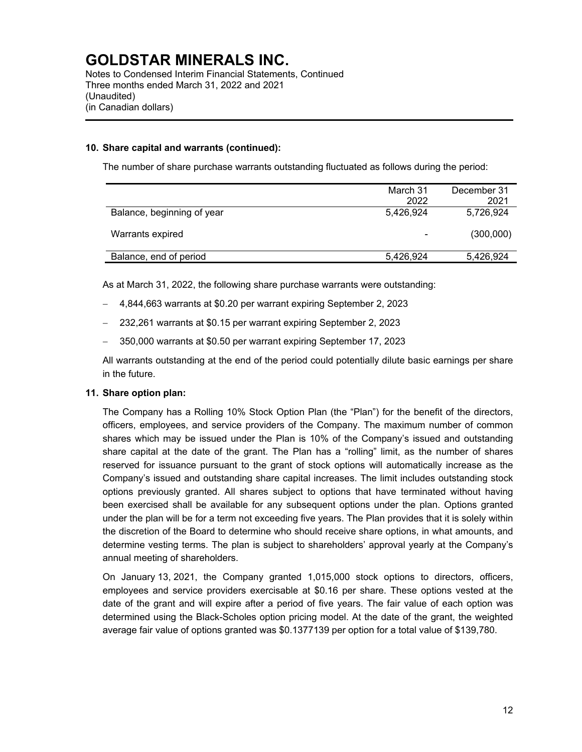# GOLDSTAR MINERALS INC.

Notes to Condensed Interim Financial Statements, Continued
Three months ended March 31, 2022 and 2021
(Unaudited)
(in Canadian dollars)

**10. Share capital and warrants (continued):**

The number of share purchase warrants outstanding fluctuated as follows during the period:

| | March 31 2022 | December 31 2021 |
|---|---|---|
| Balance, beginning of year | 5,426,924 | 5,726,924 |
| Warrants expired | - | (300,000) |
| Balance, end of period | 5,426,924 | 5,426,924 |

As at March 31, 2022, the following share purchase warrants were outstanding:

- 4,844,663 warrants at $0.20 per warrant expiring September 2, 2023
- 232,261 warrants at $0.15 per warrant expiring September 2, 2023
- 350,000 warrants at $0.50 per warrant expiring September 17, 2023

All warrants outstanding at the end of the period could potentially dilute basic earnings per share in the future.

**11. Share option plan:**

The Company has a Rolling 10% Stock Option Plan (the "Plan") for the benefit of the directors, officers, employees, and service providers of the Company. The maximum number of common shares which may be issued under the Plan is 10% of the Company's issued and outstanding share capital at the date of the grant. The Plan has a "rolling" limit, as the number of shares reserved for issuance pursuant to the grant of stock options will automatically increase as the Company's issued and outstanding share capital increases. The limit includes outstanding stock options previously granted. All shares subject to options that have terminated without having been exercised shall be available for any subsequent options under the plan. Options granted under the plan will be for a term not exceeding five years. The Plan provides that it is solely within the discretion of the Board to determine who should receive share options, in what amounts, and determine vesting terms. The plan is subject to shareholders' approval yearly at the Company's annual meeting of shareholders.

On January 13, 2021, the Company granted 1,015,000 stock options to directors, officers, employees and service providers exercisable at $0.16 per share. These options vested at the date of the grant and will expire after a period of five years. The fair value of each option was determined using the Black-Scholes option pricing model. At the date of the grant, the weighted average fair value of options granted was $0.1377139 per option for a total value of $139,780.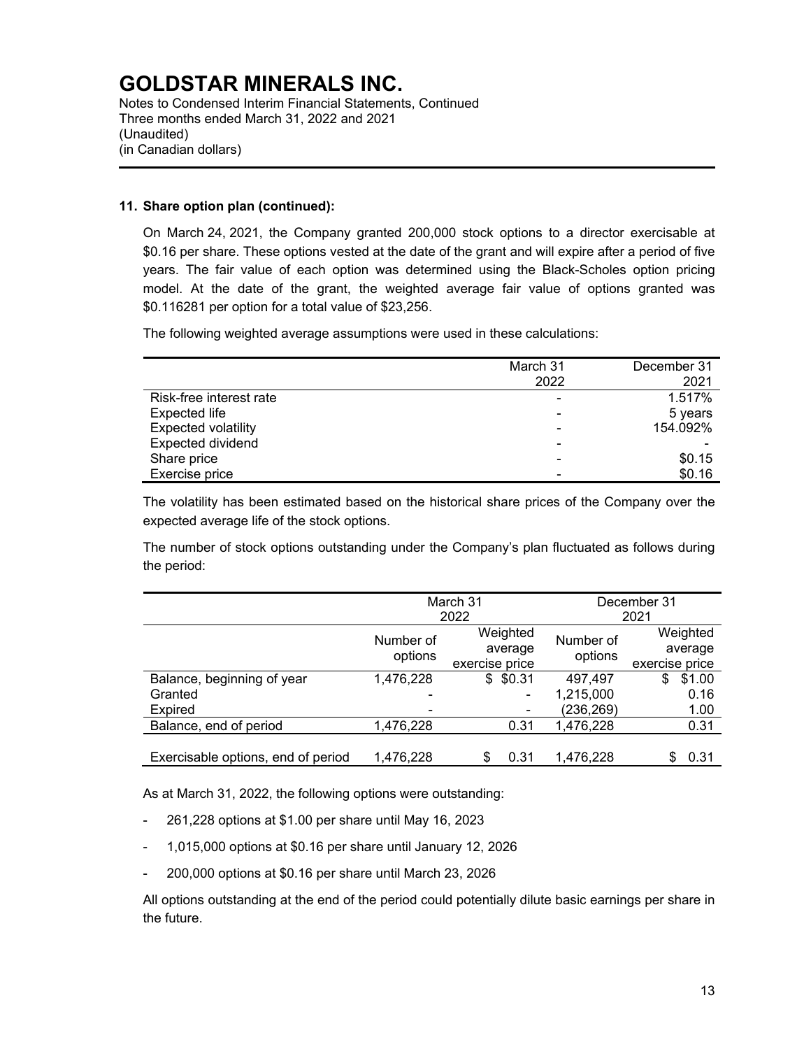# GOLDSTAR MINERALS INC.

Notes to Condensed Interim Financial Statements, Continued
Three months ended March 31, 2022 and 2021
(Unaudited)
(in Canadian dollars)

### 11. Share option plan (continued):

On March 24, 2021, the Company granted 200,000 stock options to a director exercisable at $0.16 per share. These options vested at the date of the grant and will expire after a period of five years. The fair value of each option was determined using the Black-Scholes option pricing model. At the date of the grant, the weighted average fair value of options granted was $0.116281 per option for a total value of $23,256.

The following weighted average assumptions were used in these calculations:

| | March 31 2022 | December 31 2021 |
|---|---|---|
| Risk-free interest rate | - | 1.517% |
| Expected life | - | 5 years |
| Expected volatility | - | 154.092% |
| Expected dividend | - | - |
| Share price | - | $0.15 |
| Exercise price | - | $0.16 |

The volatility has been estimated based on the historical share prices of the Company over the expected average life of the stock options.

The number of stock options outstanding under the Company's plan fluctuated as follows during the period:

| | March 31 2022 | | December 31 2021 | |
|---|---|---|---|---|
| | Number of options | Weighted average exercise price | Number of options | Weighted average exercise price |
| Balance, beginning of year | 1,476,228 | $ $0.31 | 497,497 | $ $1.00 |
| Granted | - | - | 1,215,000 | 0.16 |
| Expired | - | - | (236,269) | 1.00 |
| Balance, end of period | 1,476,228 | 0.31 | 1,476,228 | 0.31 |
| Exercisable options, end of period | 1,476,228 | $ 0.31 | 1,476,228 | $ 0.31 |

As at March 31, 2022, the following options were outstanding:

- 261,228 options at $1.00 per share until May 16, 2023
- 1,015,000 options at $0.16 per share until January 12, 2026
- 200,000 options at $0.16 per share until March 23, 2026

All options outstanding at the end of the period could potentially dilute basic earnings per share in the future.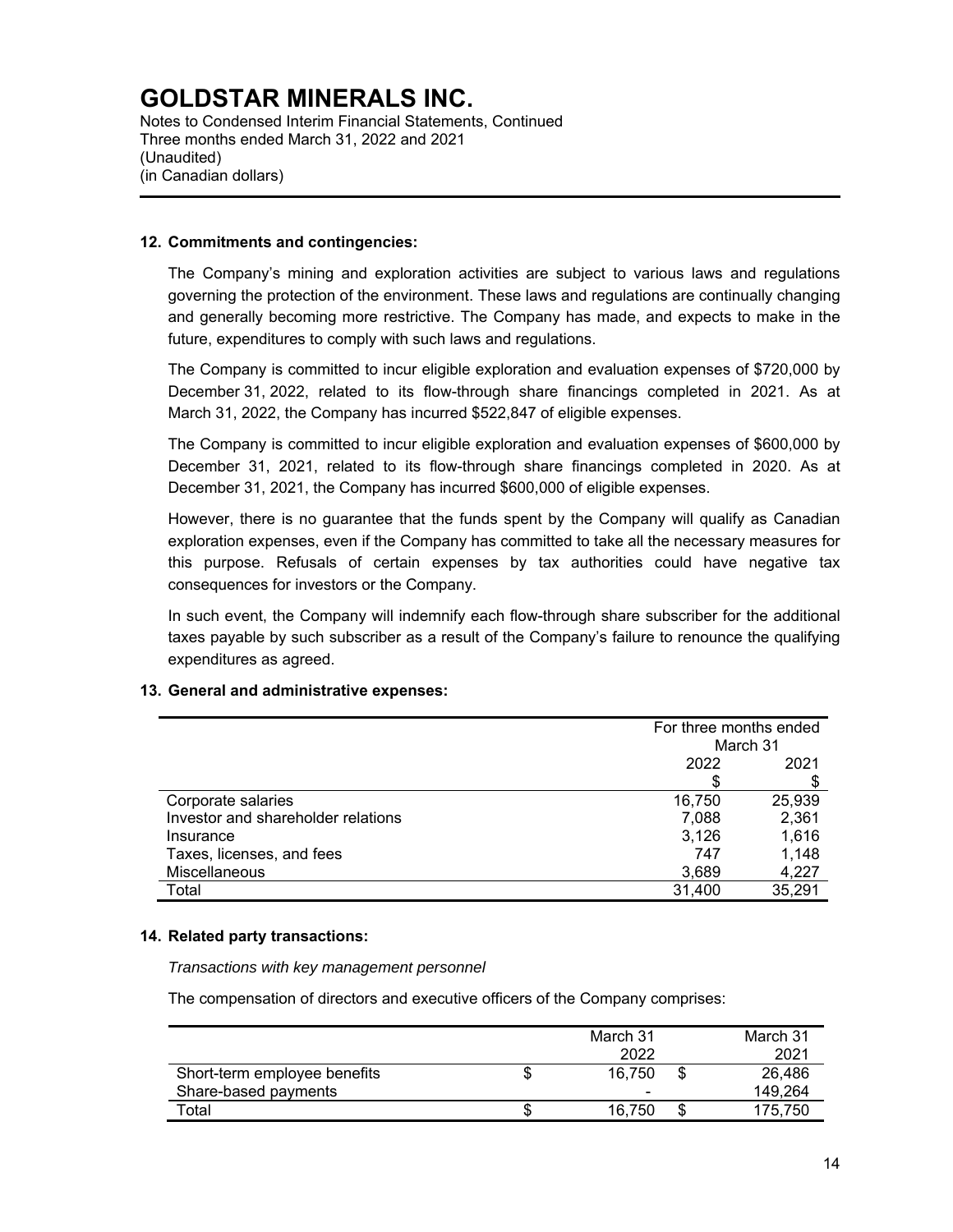# GOLDSTAR MINERALS INC.

Notes to Condensed Interim Financial Statements, Continued
Three months ended March 31, 2022 and 2021
(Unaudited)
(in Canadian dollars)

## 12. Commitments and contingencies:

The Company's mining and exploration activities are subject to various laws and regulations governing the protection of the environment. These laws and regulations are continually changing and generally becoming more restrictive. The Company has made, and expects to make in the future, expenditures to comply with such laws and regulations.

The Company is committed to incur eligible exploration and evaluation expenses of $720,000 by December 31, 2022, related to its flow-through share financings completed in 2021. As at March 31, 2022, the Company has incurred $522,847 of eligible expenses.

The Company is committed to incur eligible exploration and evaluation expenses of $600,000 by December 31, 2021, related to its flow-through share financings completed in 2020. As at December 31, 2021, the Company has incurred $600,000 of eligible expenses.

However, there is no guarantee that the funds spent by the Company will qualify as Canadian exploration expenses, even if the Company has committed to take all the necessary measures for this purpose. Refusals of certain expenses by tax authorities could have negative tax consequences for investors or the Company.

In such event, the Company will indemnify each flow-through share subscriber for the additional taxes payable by such subscriber as a result of the Company's failure to renounce the qualifying expenditures as agreed.

## 13. General and administrative expenses:

| | For three months ended March 31 | |
|---|---|---|
| | 2022 | 2021 |
| | $ | $ |
| Corporate salaries | 16,750 | 25,939 |
| Investor and shareholder relations | 7,088 | 2,361 |
| Insurance | 3,126 | 1,616 |
| Taxes, licenses, and fees | 747 | 1,148 |
| Miscellaneous | 3,689 | 4,227 |
| Total | 31,400 | 35,291 |

## 14. Related party transactions:

*Transactions with key management personnel*

The compensation of directors and executive officers of the Company comprises:

| | March 31 2022 | March 31 2021 |
|---|---|---|
| Short-term employee benefits | $ 16,750 | $ 26,486 |
| Share-based payments | - | 149,264 |
| Total | $ 16,750 | $ 175,750 |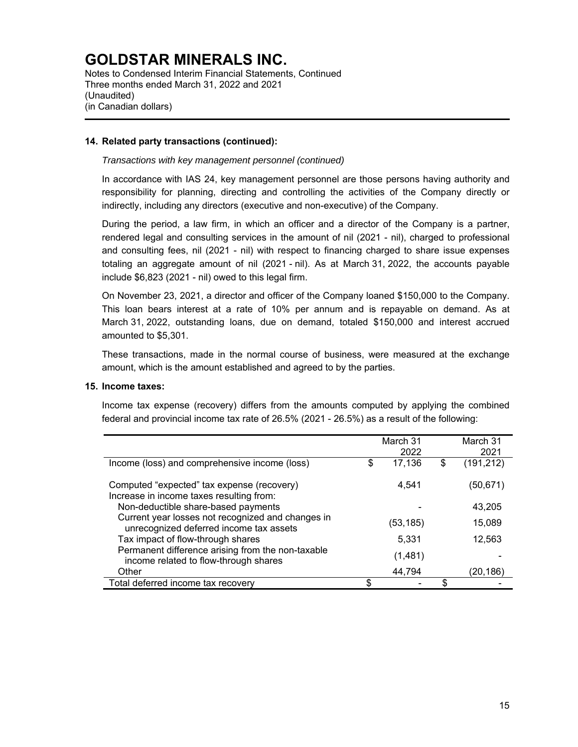# GOLDSTAR MINERALS INC.

Notes to Condensed Interim Financial Statements, Continued
Three months ended March 31, 2022 and 2021
(Unaudited)
(in Canadian dollars)

---

**14. Related party transactions (continued):**

*Transactions with key management personnel (continued)*

In accordance with IAS 24, key management personnel are those persons having authority and responsibility for planning, directing and controlling the activities of the Company directly or indirectly, including any directors (executive and non-executive) of the Company.

During the period, a law firm, in which an officer and a director of the Company is a partner, rendered legal and consulting services in the amount of nil (2021 - nil), charged to professional and consulting fees, nil (2021 - nil) with respect to financing charged to share issue expenses totaling an aggregate amount of nil (2021 - nil). As at March 31, 2022, the accounts payable include $6,823 (2021 - nil) owed to this legal firm.

On November 23, 2021, a director and officer of the Company loaned $150,000 to the Company. This loan bears interest at a rate of 10% per annum and is repayable on demand. As at March 31, 2022, outstanding loans, due on demand, totaled $150,000 and interest accrued amounted to $5,301.

These transactions, made in the normal course of business, were measured at the exchange amount, which is the amount established and agreed to by the parties.

**15. Income taxes:**

Income tax expense (recovery) differs from the amounts computed by applying the combined federal and provincial income tax rate of 26.5% (2021 - 26.5%) as a result of the following:

| | March 31 2022 | March 31 2021 |
|---|---|---|
| Income (loss) and comprehensive income (loss) | $ 17,136 | $ (191,212) |
| Computed "expected" tax expense (recovery) | 4,541 | (50,671) |
| Increase in income taxes resulting from: | | |
| Non-deductible share-based payments | - | 43,205 |
| Current year losses not recognized and changes in unrecognized deferred income tax assets | (53,185) | 15,089 |
| Tax impact of flow-through shares | 5,331 | 12,563 |
| Permanent difference arising from the non-taxable income related to flow-through shares | (1,481) | - |
| Other | 44,794 | (20,186) |
| Total deferred income tax recovery | $ - | $ - |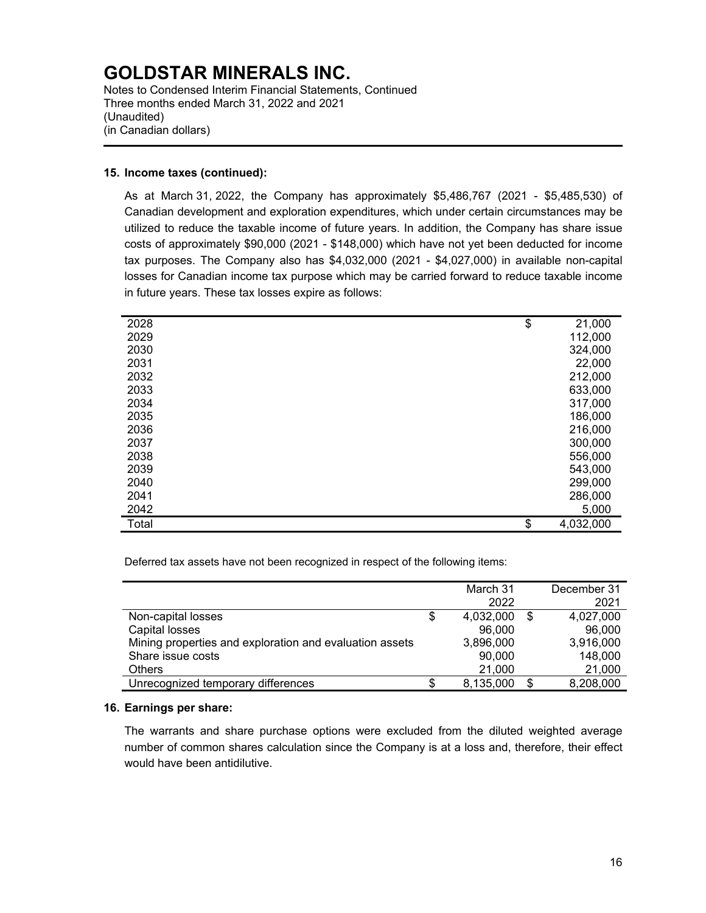# GOLDSTAR MINERALS INC.

Notes to Condensed Interim Financial Statements, Continued
Three months ended March 31, 2022 and 2021
(Unaudited)
(in Canadian dollars)

## 15. Income taxes (continued):

As at March 31, 2022, the Company has approximately $5,486,767 (2021 - $5,485,530) of Canadian development and exploration expenditures, which under certain circumstances may be utilized to reduce the taxable income of future years. In addition, the Company has share issue costs of approximately $90,000 (2021 - $148,000) which have not yet been deducted for income tax purposes. The Company also has $4,032,000 (2021 - $4,027,000) in available non-capital losses for Canadian income tax purpose which may be carried forward to reduce taxable income in future years. These tax losses expire as follows:

| | |
|---|---|
| 2028 | $ 21,000 |
| 2029 | 112,000 |
| 2030 | 324,000 |
| 2031 | 22,000 |
| 2032 | 212,000 |
| 2033 | 633,000 |
| 2034 | 317,000 |
| 2035 | 186,000 |
| 2036 | 216,000 |
| 2037 | 300,000 |
| 2038 | 556,000 |
| 2039 | 543,000 |
| 2040 | 299,000 |
| 2041 | 286,000 |
| 2042 | 5,000 |
| Total | $ 4,032,000 |

Deferred tax assets have not been recognized in respect of the following items:

| | March 31 2022 | December 31 2021 |
|---|---|---|
| Non-capital losses | $ 4,032,000 | $ 4,027,000 |
| Capital losses | 96,000 | 96,000 |
| Mining properties and exploration and evaluation assets | 3,896,000 | 3,916,000 |
| Share issue costs | 90,000 | 148,000 |
| Others | 21,000 | 21,000 |
| Unrecognized temporary differences | $ 8,135,000 | $ 8,208,000 |

## 16. Earnings per share:

The warrants and share purchase options were excluded from the diluted weighted average number of common shares calculation since the Company is at a loss and, therefore, their effect would have been antidilutive.